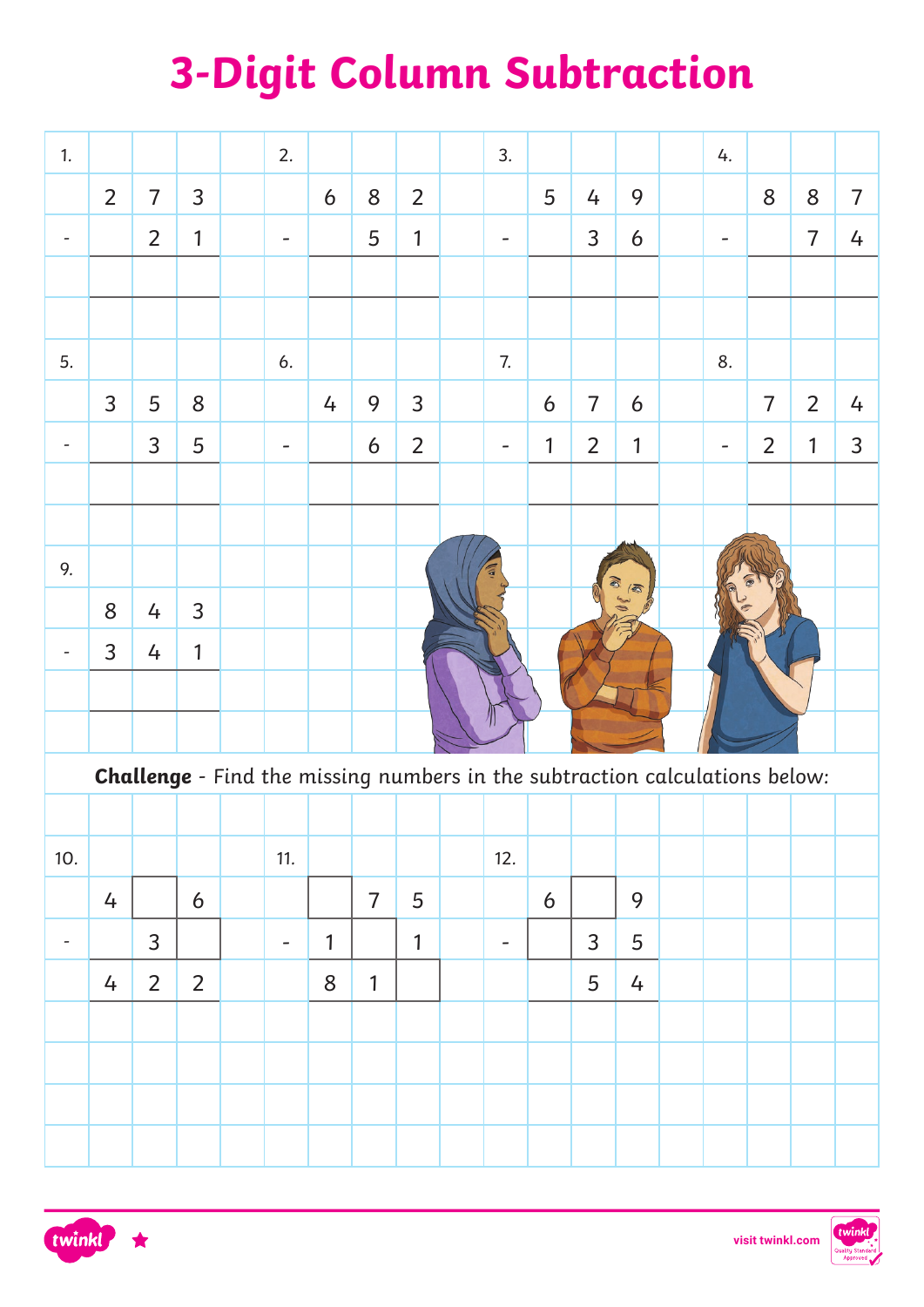# 3-Digit Column Subtraction

**1.**

```
  2 7 3
-   2 1
-------
```

**2.**

```
  6 8 2
-   5 1
-------
```

**3.**

```
  5 4 9
-   3 6
-------
```

**4.**

```
  8 8 7
-   7 4
-------
```

**5.**

```
  3 5 8
-   3 5
-------
```

**6.**

```
  4 9 3
-   6 2
-------
```

**7.**

```
  6 7 6
- 1 2 1
-------
```

**8.**

```
  7 2 4
- 2 1 3
-------
```

**9.**

```
  8 4 3
- 3 4 1
-------
```

**Challenge** - Find the missing numbers in the subtraction calculations below:

**10.**

```
  4 □ 6
-   3 □
-------
  4 2 2
```

**11.**

```
  □ 7 5
- 1 □ 1
-------
  8 1 □
```

**12.**

```
  6 □ 9
- □ 3 5
-------
  □ 5 4
```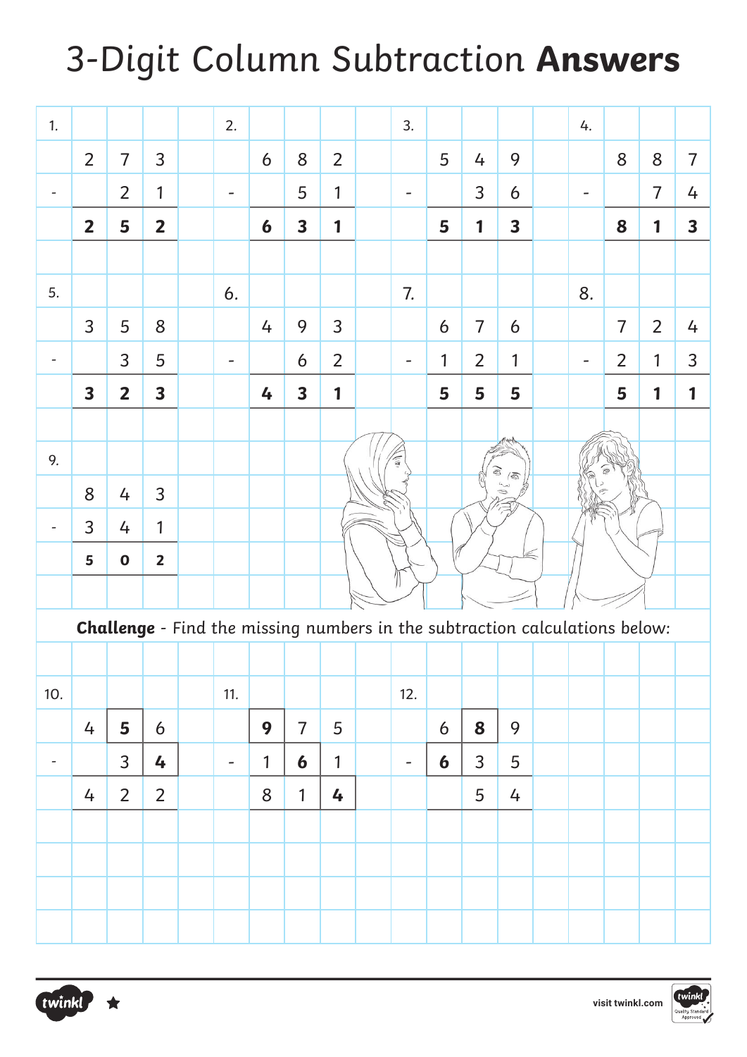# 3-Digit Column Subtraction **Answers**

**1.**

$$\begin{array}{r} 273 \\ -\ \ 21 \\ \hline \mathbf{252} \end{array}$$

**2.**

$$\begin{array}{r} 682 \\ -\ \ 51 \\ \hline \mathbf{631} \end{array}$$

**3.**

$$\begin{array}{r} 549 \\ -\ \ 36 \\ \hline \mathbf{513} \end{array}$$

**4.**

$$\begin{array}{r} 887 \\ -\ \ 74 \\ \hline \mathbf{813} \end{array}$$

**5.**

$$\begin{array}{r} 358 \\ -\ \ 35 \\ \hline \mathbf{323} \end{array}$$

**6.**

$$\begin{array}{r} 493 \\ -\ \ 62 \\ \hline \mathbf{431} \end{array}$$

**7.**

$$\begin{array}{r} 676 \\ -\ 121 \\ \hline \mathbf{555} \end{array}$$

**8.**

$$\begin{array}{r} 724 \\ -\ 213 \\ \hline \mathbf{511} \end{array}$$

**9.**

$$\begin{array}{r} 843 \\ -\ 341 \\ \hline \mathbf{502} \end{array}$$

**Challenge** - Find the missing numbers in the subtraction calculations below:

**10.**

$$\begin{array}{r} 4\mathbf{5}6 \\ -\ \ 3\mathbf{4} \\ \hline 422 \end{array}$$

**11.**

$$\begin{array}{r} \mathbf{9}75 \\ -\ 1\mathbf{6}1 \\ \hline 81\mathbf{4} \end{array}$$

**12.**

$$\begin{array}{r} 6\mathbf{8}9 \\ -\ \mathbf{6}35 \\ \hline 54 \end{array}$$

visit twinkl.com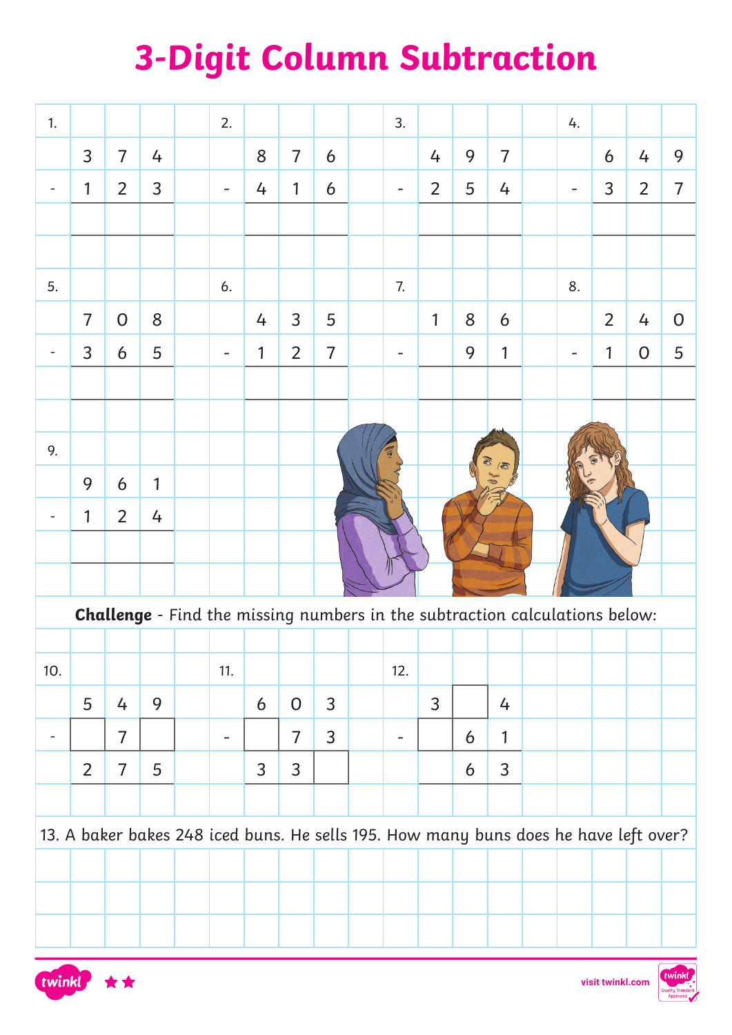# 3-Digit Column Subtraction

1.

$$\begin{array}{r} 374 \\ -\ 123 \\ \hline \end{array}$$

2.

$$\begin{array}{r} 876 \\ -\ 416 \\ \hline \end{array}$$

3.

$$\begin{array}{r} 497 \\ -\ 254 \\ \hline \end{array}$$

4.

$$\begin{array}{r} 649 \\ -\ 327 \\ \hline \end{array}$$

5.

$$\begin{array}{r} 708 \\ -\ 365 \\ \hline \end{array}$$

6.

$$\begin{array}{r} 435 \\ -\ 127 \\ \hline \end{array}$$

7.

$$\begin{array}{r} 186 \\ -\ 91 \\ \hline \end{array}$$

8.

$$\begin{array}{r} 240 \\ -\ 105 \\ \hline \end{array}$$

9.

$$\begin{array}{r} 961 \\ -\ 124 \\ \hline \end{array}$$

**Challenge** - Find the missing numbers in the subtraction calculations below:

10.

$$\begin{array}{r} 549 \\ -\ \square 7 \square \\ \hline 275 \end{array}$$

11.

$$\begin{array}{r} 603 \\ -\ \square 73 \\ \hline 33 \square \end{array}$$

12.

$$\begin{array}{r} 3 \square 4 \\ -\ \square 61 \\ \hline 63 \end{array}$$

13. A baker bakes 248 iced buns. He sells 195. How many buns does he have left over?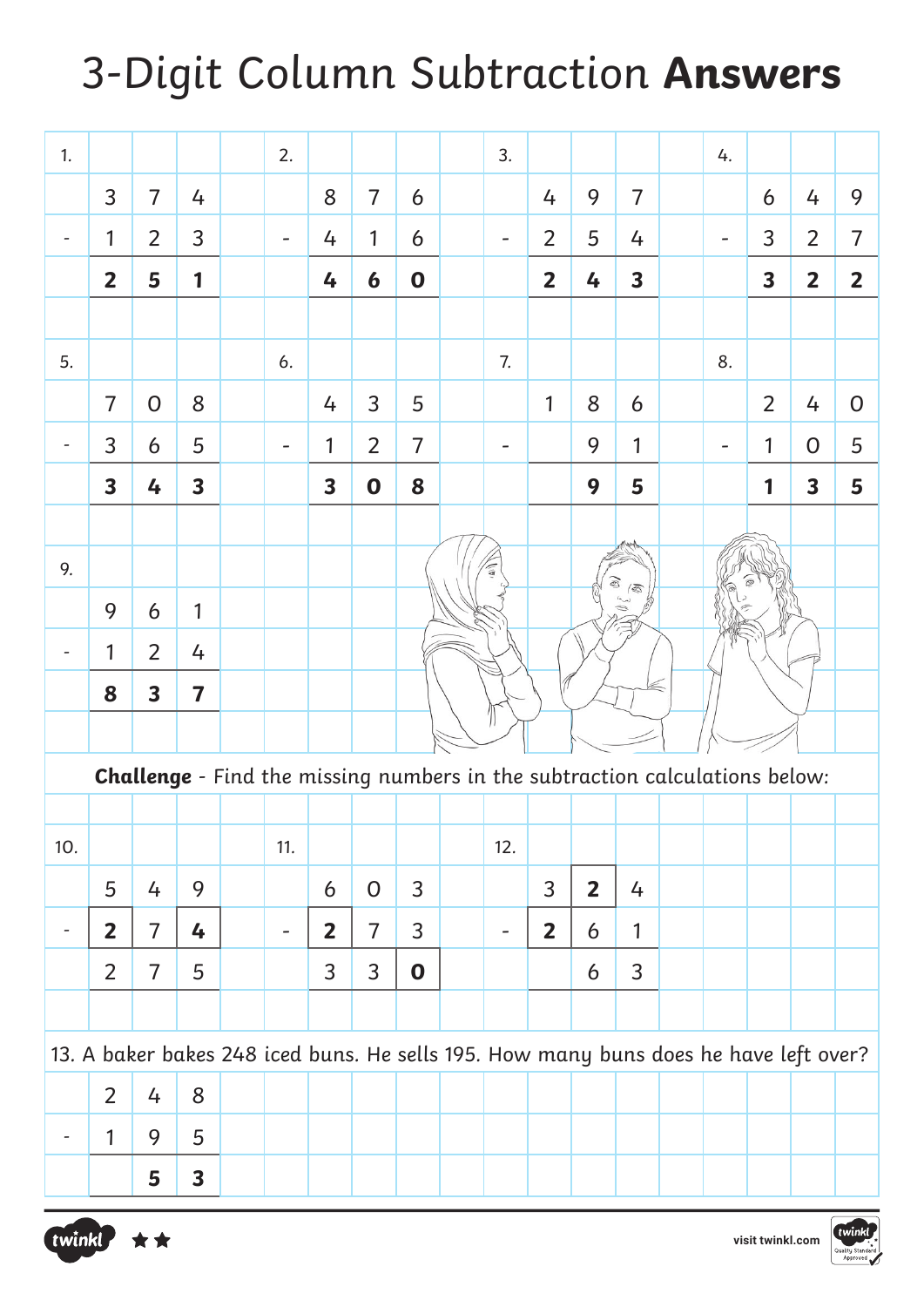# 3-Digit Column Subtraction **Answers**

1.

|   | 3 | 7 | 4 |
|---|---|---|---|
| - | 1 | 2 | 3 |
|   | **2** | **5** | **1** |

2.

|   | 8 | 7 | 6 |
|---|---|---|---|
| - | 4 | 1 | 6 |
|   | **4** | **6** | **0** |

3.

|   | 4 | 9 | 7 |
|---|---|---|---|
| - | 2 | 5 | 4 |
|   | **2** | **4** | **3** |

4.

|   | 6 | 4 | 9 |
|---|---|---|---|
| - | 3 | 2 | 7 |
|   | **3** | **2** | **2** |

5.

|   | 7 | 0 | 8 |
|---|---|---|---|
| - | 3 | 6 | 5 |
|   | **3** | **4** | **3** |

6.

|   | 4 | 3 | 5 |
|---|---|---|---|
| - | 1 | 2 | 7 |
|   | **3** | **0** | **8** |

7.

|   | 1 | 8 | 6 |
|---|---|---|---|
| - |   | 9 | 1 |
|   |   | **9** | **5** |

8.

|   | 2 | 4 | 0 |
|---|---|---|---|
| - | 1 | 0 | 5 |
|   | **1** | **3** | **5** |

9.

|   | 9 | 6 | 1 |
|---|---|---|---|
| - | 1 | 2 | 4 |
|   | **8** | **3** | **7** |

**Challenge** - Find the missing numbers in the subtraction calculations below:

10.

|   | 5 | 7 | 9 |
|---|---|---|---|
| - | **2** | 7 | **4** |
|   | 2 | 7 | 5 |

11.

|   | 6 | 0 | 3 |
|---|---|---|---|
| - | **2** | 7 | 3 |
|   | 3 | 3 | **0** |

12.

|   | 3 | **2** | 4 |
|---|---|---|---|
| - | **2** | 6 | 1 |
|   |   | 6 | 3 |

13. A baker bakes 248 iced buns. He sells 195. How many buns does he have left over?

|   | 2 | 4 | 8 |
|---|---|---|---|
| - | 1 | 9 | 5 |
|   |   | **5** | **3** |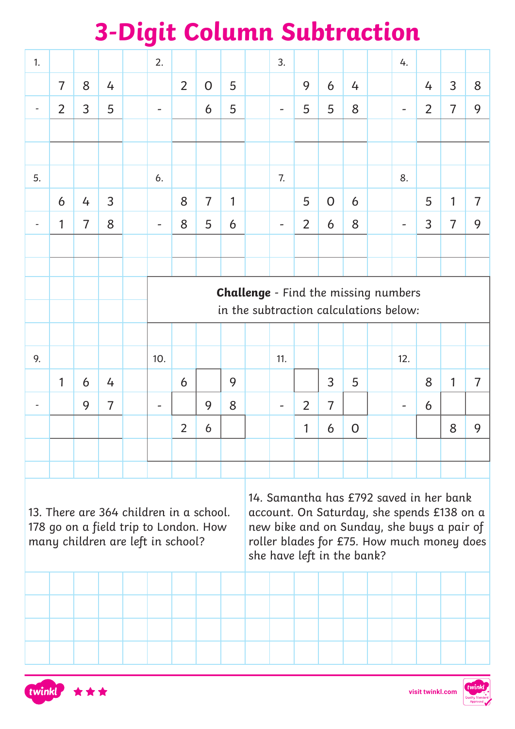# 3-Digit Column Subtraction

**1.**

|   |   |   |   |
|---|---|---|---|
|   | 7 | 8 | 4 |
| - | 2 | 3 | 5 |
|   |   |   |   |

**2.**

|   |   |   |   |
|---|---|---|---|
|   | 2 | 0 | 5 |
| - |   | 6 | 5 |
|   |   |   |   |

**3.**

|   |   |   |   |
|---|---|---|---|
|   | 9 | 6 | 4 |
| - | 5 | 5 | 8 |
|   |   |   |   |

**4.**

|   |   |   |   |
|---|---|---|---|
|   | 4 | 3 | 8 |
| - | 2 | 7 | 9 |
|   |   |   |   |

**5.**

|   |   |   |   |
|---|---|---|---|
|   | 6 | 4 | 3 |
| - | 1 | 7 | 8 |
|   |   |   |   |

**6.**

|   |   |   |   |
|---|---|---|---|
|   | 8 | 7 | 1 |
| - | 8 | 5 | 6 |
|   |   |   |   |

**7.**

|   |   |   |   |
|---|---|---|---|
|   | 5 | 0 | 6 |
| - | 2 | 6 | 8 |
|   |   |   |   |

**8.**

|   |   |   |   |
|---|---|---|---|
|   | 5 | 1 | 7 |
| - | 3 | 7 | 9 |
|   |   |   |   |

**9.**

|   |   |   |   |
|---|---|---|---|
|   | 1 | 6 | 4 |
| - |   | 9 | 7 |
|   |   |   |   |

**Challenge** - Find the missing numbers in the subtraction calculations below:

**10.**

|   |   |   |   |
|---|---|---|---|
|   | 6 |   | 9 |
| - |   | 9 | 8 |
|   | 2 | 6 |   |

**11.**

|   |   |   |   |
|---|---|---|---|
|   |   | 3 | 5 |
| - | 2 | 7 |   |
|   | 1 | 6 | 0 |

**12.**

|   |   |   |   |
|---|---|---|---|
|   | 8 | 1 | 7 |
| - | 6 |   |   |
|   |   | 8 | 9 |

13. There are 364 children in a school. 178 go on a field trip to London. How many children are left in school?

14. Samantha has £792 saved in her bank account. On Saturday, she spends £138 on a new bike and on Sunday, she buys a pair of roller blades for £75. How much money does she have left in the bank?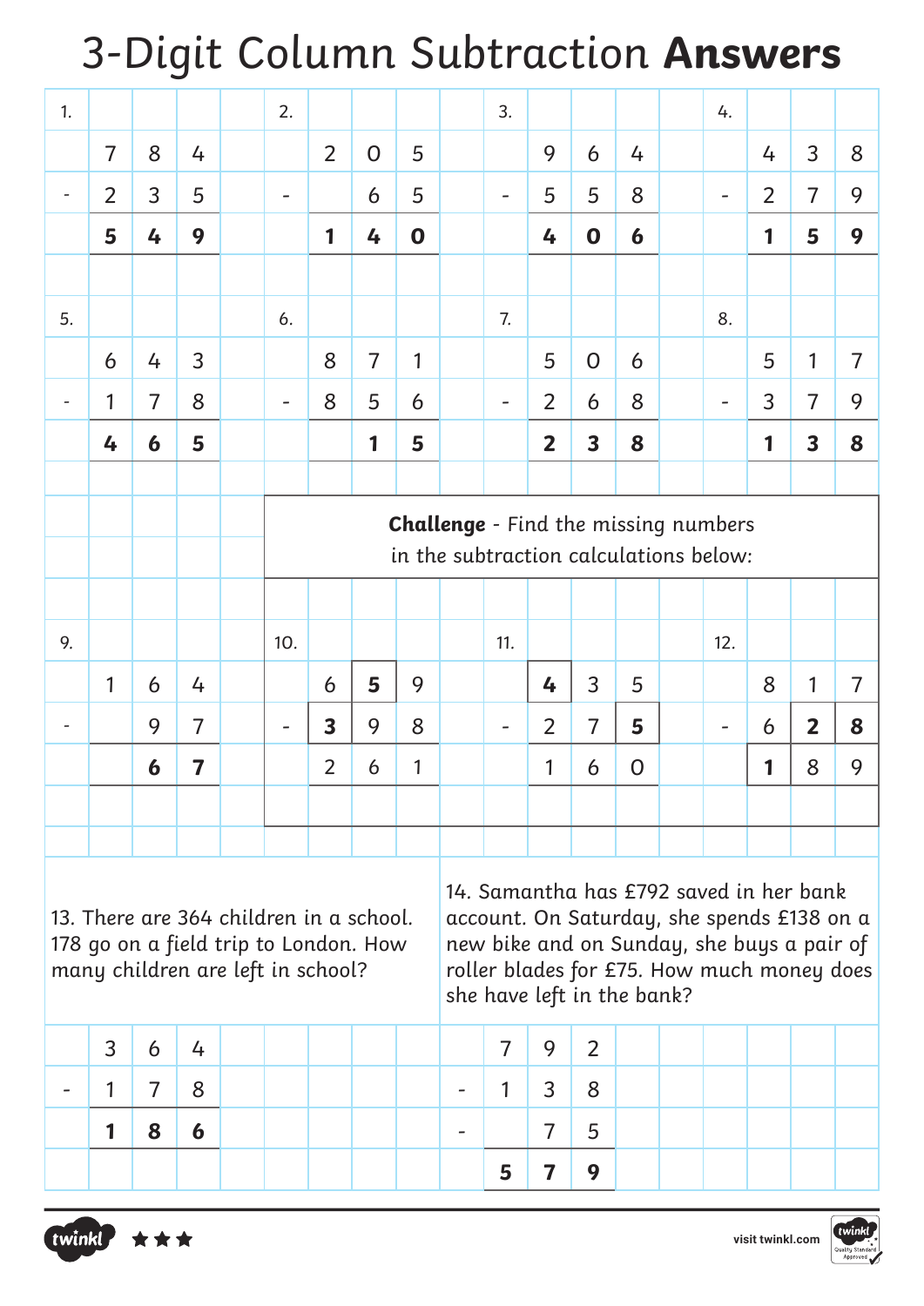# 3-Digit Column Subtraction **Answers**

1.

| | | | |
|---|---|---|---|
| | 7 | 8 | 4 |
| - | 2 | 3 | 5 |
| | **5** | **4** | **9** |

2.

| | | | |
|---|---|---|---|
| | 2 | 0 | 5 |
| - | | 6 | 5 |
| | **1** | **4** | **0** |

3.

| | | | |
|---|---|---|---|
| | 9 | 6 | 4 |
| - | 5 | 5 | 8 |
| | **4** | **0** | **6** |

4.

| | | | |
|---|---|---|---|
| | 4 | 3 | 8 |
| - | 2 | 7 | 9 |
| | **1** | **5** | **9** |

5.

| | | | |
|---|---|---|---|
| | 6 | 4 | 3 |
| - | 1 | 7 | 8 |
| | **4** | **6** | **5** |

6.

| | | | |
|---|---|---|---|
| | 8 | 7 | 1 |
| - | 8 | 5 | 6 |
| | | **1** | **5** |

7.

| | | | |
|---|---|---|---|
| | 5 | 0 | 6 |
| - | 2 | 6 | 8 |
| | **2** | **3** | **8** |

8.

| | | | |
|---|---|---|---|
| | 5 | 1 | 7 |
| - | 3 | 7 | 9 |
| | **1** | **3** | **8** |

**Challenge** - Find the missing numbers in the subtraction calculations below:

9.

| | | | |
|---|---|---|---|
| | 1 | 6 | 4 |
| - | | 9 | 7 |
| | | **6** | **7** |

10.

| | | | |
|---|---|---|---|
| | 6 | **5** | 9 |
| - | **3** | 9 | 8 |
| | 2 | 6 | 1 |

11.

| | | | |
|---|---|---|---|
| | **4** | 3 | 5 |
| - | 2 | 7 | **5** |
| | 1 | 6 | 0 |

12.

| | | | |
|---|---|---|---|
| | 8 | 1 | 7 |
| - | 6 | **2** | **8** |
| | **1** | 8 | 9 |

13. There are 364 children in a school. 178 go on a field trip to London. How many children are left in school?

| | | | |
|---|---|---|---|
| | 3 | 6 | 4 |
| - | 1 | 7 | 8 |
| | **1** | **8** | **6** |

14. Samantha has £792 saved in her bank account. On Saturday, she spends £138 on a new bike and on Sunday, she buys a pair of roller blades for £75. How much money does she have left in the bank?

| | | | |
|---|---|---|---|
| | 7 | 9 | 2 |
| - | 1 | 3 | 8 |
| - | | 7 | 5 |
| | **5** | **7** | **9** |